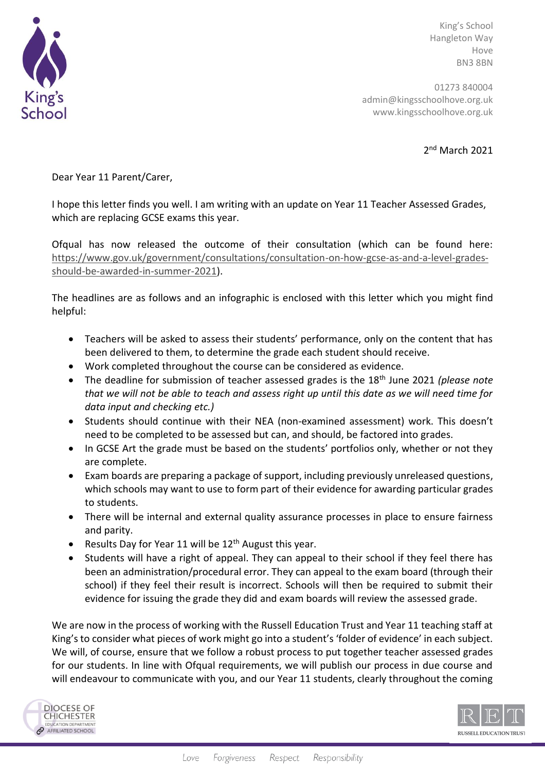King's School
Hangleton Way
Hove
BN3 8BN

01273 840004
admin@kingsschoolhove.org.uk
www.kingsschoolhove.org.uk

2nd March 2021

Dear Year 11 Parent/Carer,

I hope this letter finds you well. I am writing with an update on Year 11 Teacher Assessed Grades, which are replacing GCSE exams this year.

Ofqual has now released the outcome of their consultation (which can be found here: https://www.gov.uk/government/consultations/consultation-on-how-gcse-as-and-a-level-grades-should-be-awarded-in-summer-2021).

The headlines are as follows and an infographic is enclosed with this letter which you might find helpful:

- Teachers will be asked to assess their students' performance, only on the content that has been delivered to them, to determine the grade each student should receive.
- Work completed throughout the course can be considered as evidence.
- The deadline for submission of teacher assessed grades is the 18th June 2021 *(please note that we will not be able to teach and assess right up until this date as we will need time for data input and checking etc.)*
- Students should continue with their NEA (non-examined assessment) work. This doesn't need to be completed to be assessed but can, and should, be factored into grades.
- In GCSE Art the grade must be based on the students' portfolios only, whether or not they are complete.
- Exam boards are preparing a package of support, including previously unreleased questions, which schools may want to use to form part of their evidence for awarding particular grades to students.
- There will be internal and external quality assurance processes in place to ensure fairness and parity.
- Results Day for Year 11 will be 12th August this year.
- Students will have a right of appeal. They can appeal to their school if they feel there has been an administration/procedural error. They can appeal to the exam board (through their school) if they feel their result is incorrect. Schools will then be required to submit their evidence for issuing the grade they did and exam boards will review the assessed grade.

We are now in the process of working with the Russell Education Trust and Year 11 teaching staff at King's to consider what pieces of work might go into a student's 'folder of evidence' in each subject. We will, of course, ensure that we follow a robust process to put together teacher assessed grades for our students. In line with Ofqual requirements, we will publish our process in due course and will endeavour to communicate with you, and our Year 11 students, clearly throughout the coming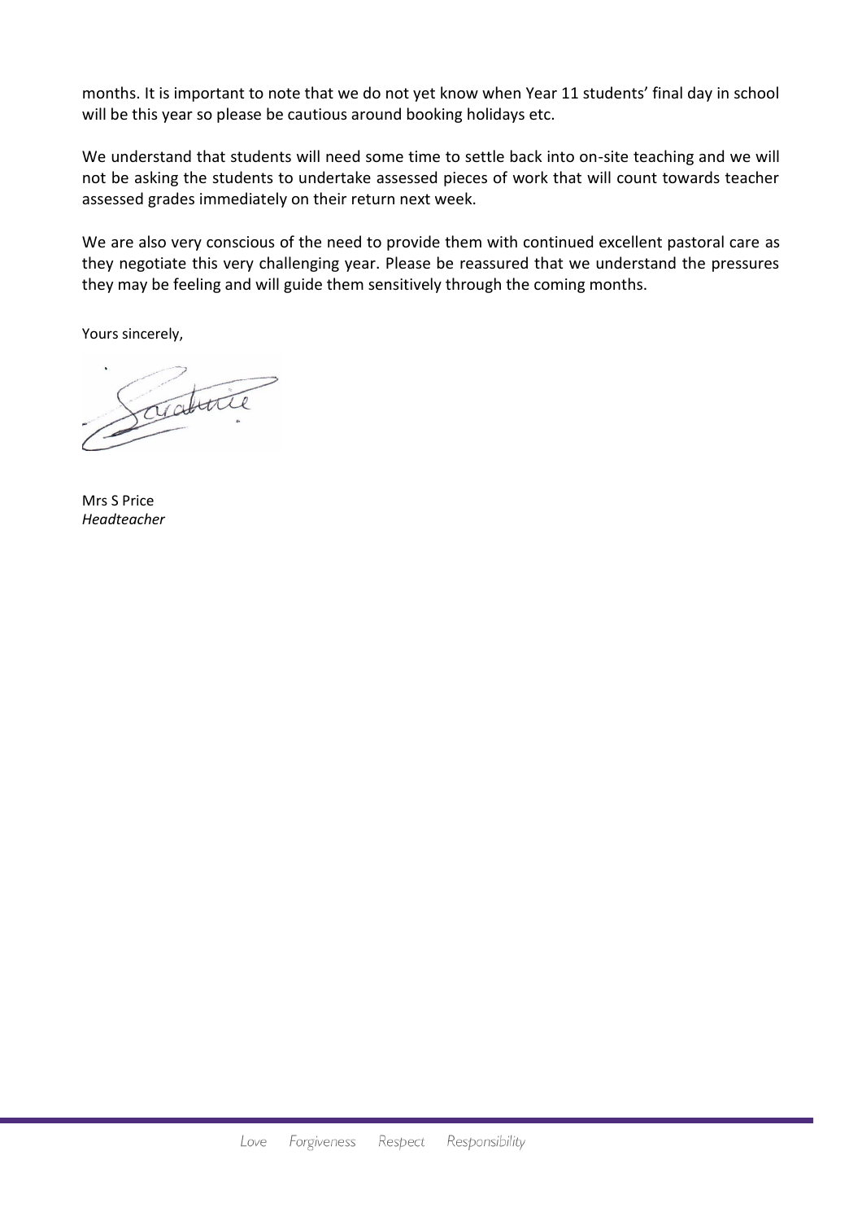months. It is important to note that we do not yet know when Year 11 students' final day in school will be this year so please be cautious around booking holidays etc.

We understand that students will need some time to settle back into on-site teaching and we will not be asking the students to undertake assessed pieces of work that will count towards teacher assessed grades immediately on their return next week.

We are also very conscious of the need to provide them with continued excellent pastoral care as they negotiate this very challenging year. Please be reassured that we understand the pressures they may be feeling and will guide them sensitively through the coming months.

Yours sincerely,

Mrs S Price
*Headteacher*